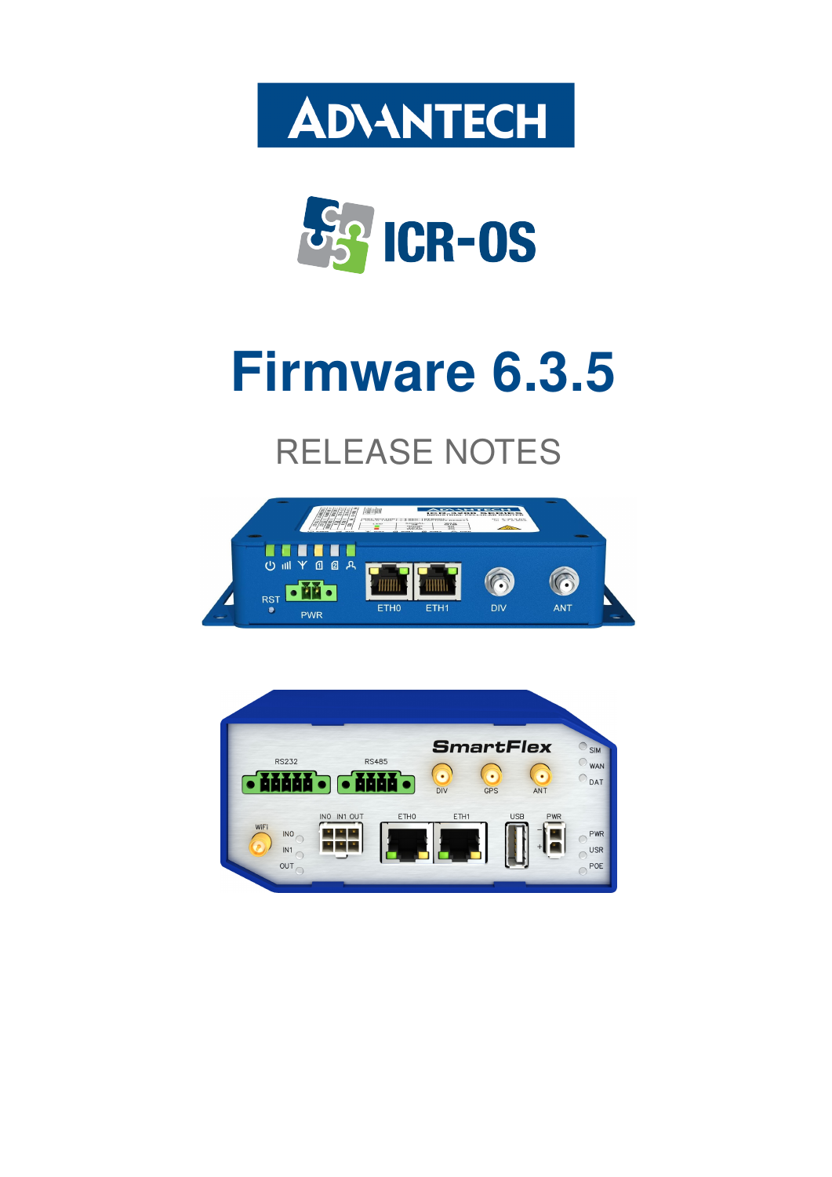# Firmware 6.3.5

## RELEASE NOTES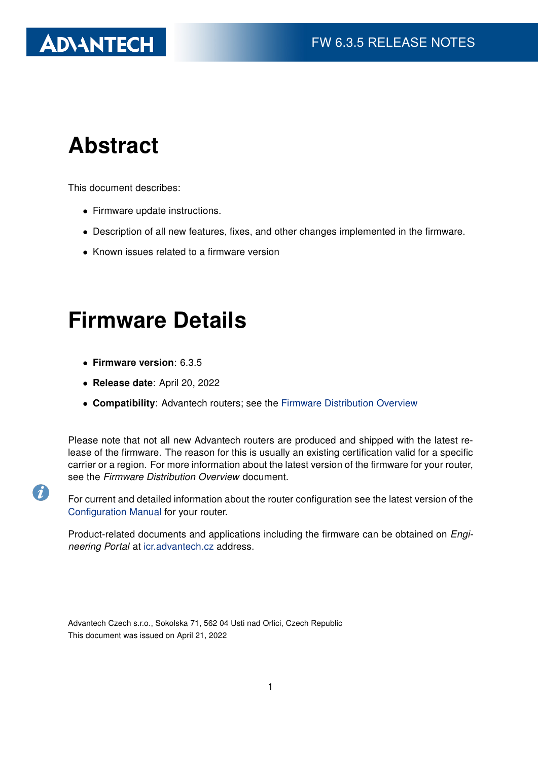# Abstract

This document describes:

- Firmware update instructions.
- Description of all new features, fixes, and other changes implemented in the firmware.
- Known issues related to a firmware version

# Firmware Details

- **Firmware version**: 6.3.5
- **Release date**: April 20, 2022
- **Compatibility**: Advantech routers; see the Firmware Distribution Overview

Please note that not all new Advantech routers are produced and shipped with the latest release of the firmware. The reason for this is usually an existing certification valid for a specific carrier or a region. For more information about the latest version of the firmware for your router, see the *Firmware Distribution Overview* document.

For current and detailed information about the router configuration see the latest version of the Configuration Manual for your router.

Product-related documents and applications including the firmware can be obtained on *Engineering Portal* at icr.advantech.cz address.

Advantech Czech s.r.o., Sokolska 71, 562 04 Usti nad Orlici, Czech Republic
This document was issued on April 21, 2022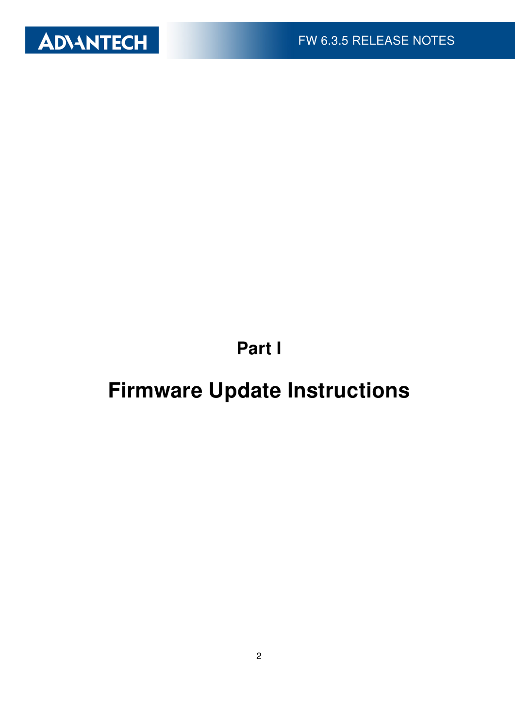# Part I

# Firmware Update Instructions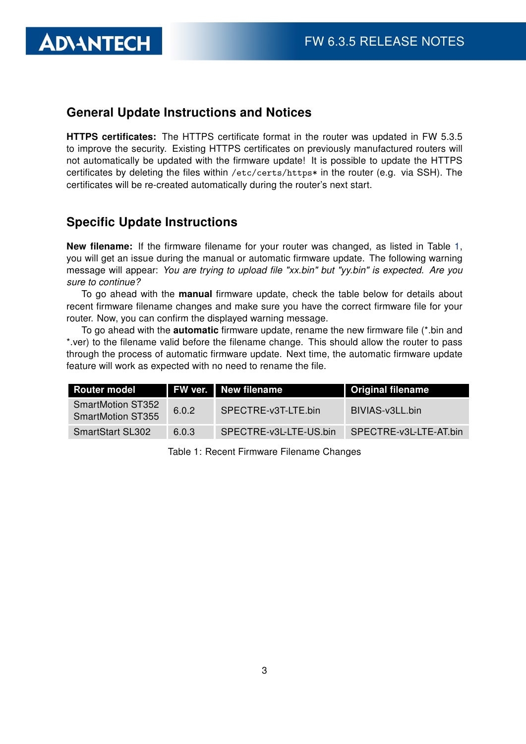## General Update Instructions and Notices

**HTTPS certificates:** The HTTPS certificate format in the router was updated in FW 5.3.5 to improve the security. Existing HTTPS certificates on previously manufactured routers will not automatically be updated with the firmware update! It is possible to update the HTTPS certificates by deleting the files within `/etc/certs/https*` in the router (e.g. via SSH). The certificates will be re-created automatically during the router's next start.

## Specific Update Instructions

**New filename:** If the firmware filename for your router was changed, as listed in Table 1, you will get an issue during the manual or automatic firmware update. The following warning message will appear: *You are trying to upload file "xx.bin" but "yy.bin" is expected. Are you sure to continue?*

To go ahead with the **manual** firmware update, check the table below for details about recent firmware filename changes and make sure you have the correct firmware file for your router. Now, you can confirm the displayed warning message.

To go ahead with the **automatic** firmware update, rename the new firmware file (*.bin and *.ver) to the filename valid before the filename change. This should allow the router to pass through the process of automatic firmware update. Next time, the automatic firmware update feature will work as expected with no need to rename the file.

| Router model | FW ver. | New filename | Original filename |
|---|---|---|---|
| SmartMotion ST352<br>SmartMotion ST355 | 6.0.2 | SPECTRE-v3T-LTE.bin | BIVIAS-v3LL.bin |
| SmartStart SL302 | 6.0.3 | SPECTRE-v3L-LTE-US.bin | SPECTRE-v3L-LTE-AT.bin |

Table 1: Recent Firmware Filename Changes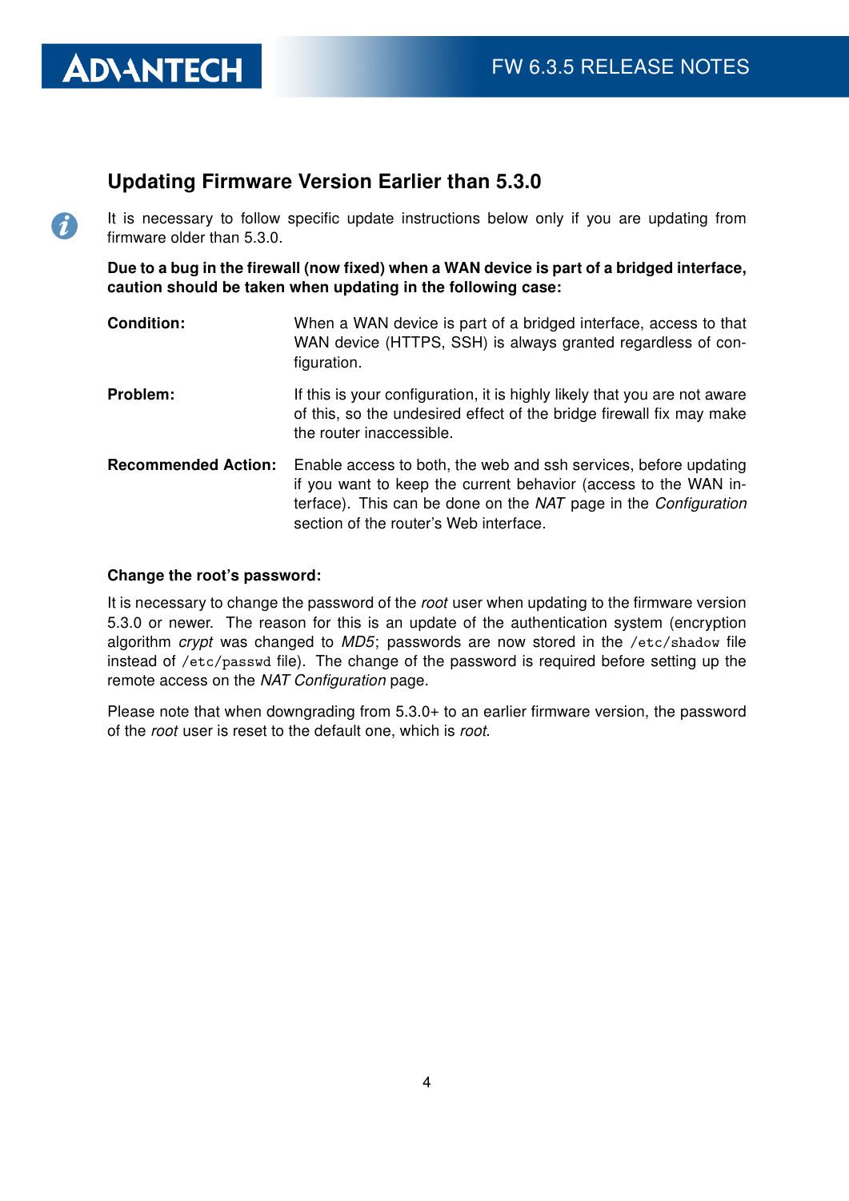## Updating Firmware Version Earlier than 5.3.0

It is necessary to follow specific update instructions below only if you are updating from firmware older than 5.3.0.

**Due to a bug in the firewall (now fixed) when a WAN device is part of a bridged interface, caution should be taken when updating in the following case:**

**Condition:** When a WAN device is part of a bridged interface, access to that WAN device (HTTPS, SSH) is always granted regardless of configuration.

**Problem:** If this is your configuration, it is highly likely that you are not aware of this, so the undesired effect of the bridge firewall fix may make the router inaccessible.

**Recommended Action:** Enable access to both, the web and ssh services, before updating if you want to keep the current behavior (access to the WAN interface). This can be done on the *NAT* page in the *Configuration* section of the router's Web interface.

**Change the root's password:**

It is necessary to change the password of the *root* user when updating to the firmware version 5.3.0 or newer. The reason for this is an update of the authentication system (encryption algorithm *crypt* was changed to *MD5*; passwords are now stored in the `/etc/shadow` file instead of `/etc/passwd` file). The change of the password is required before setting up the remote access on the *NAT Configuration* page.

Please note that when downgrading from 5.3.0+ to an earlier firmware version, the password of the *root* user is reset to the default one, which is *root*.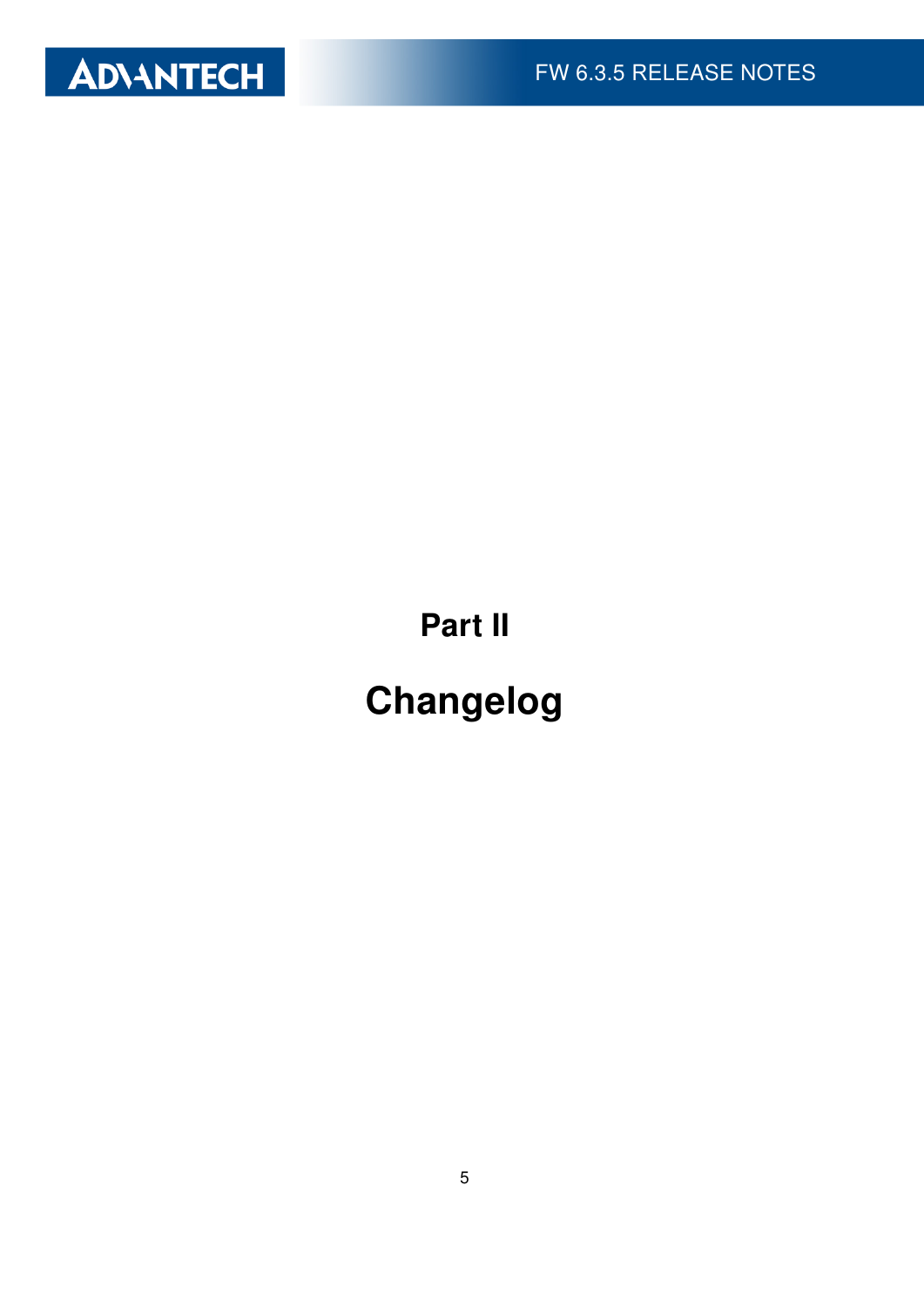# Part II

# Changelog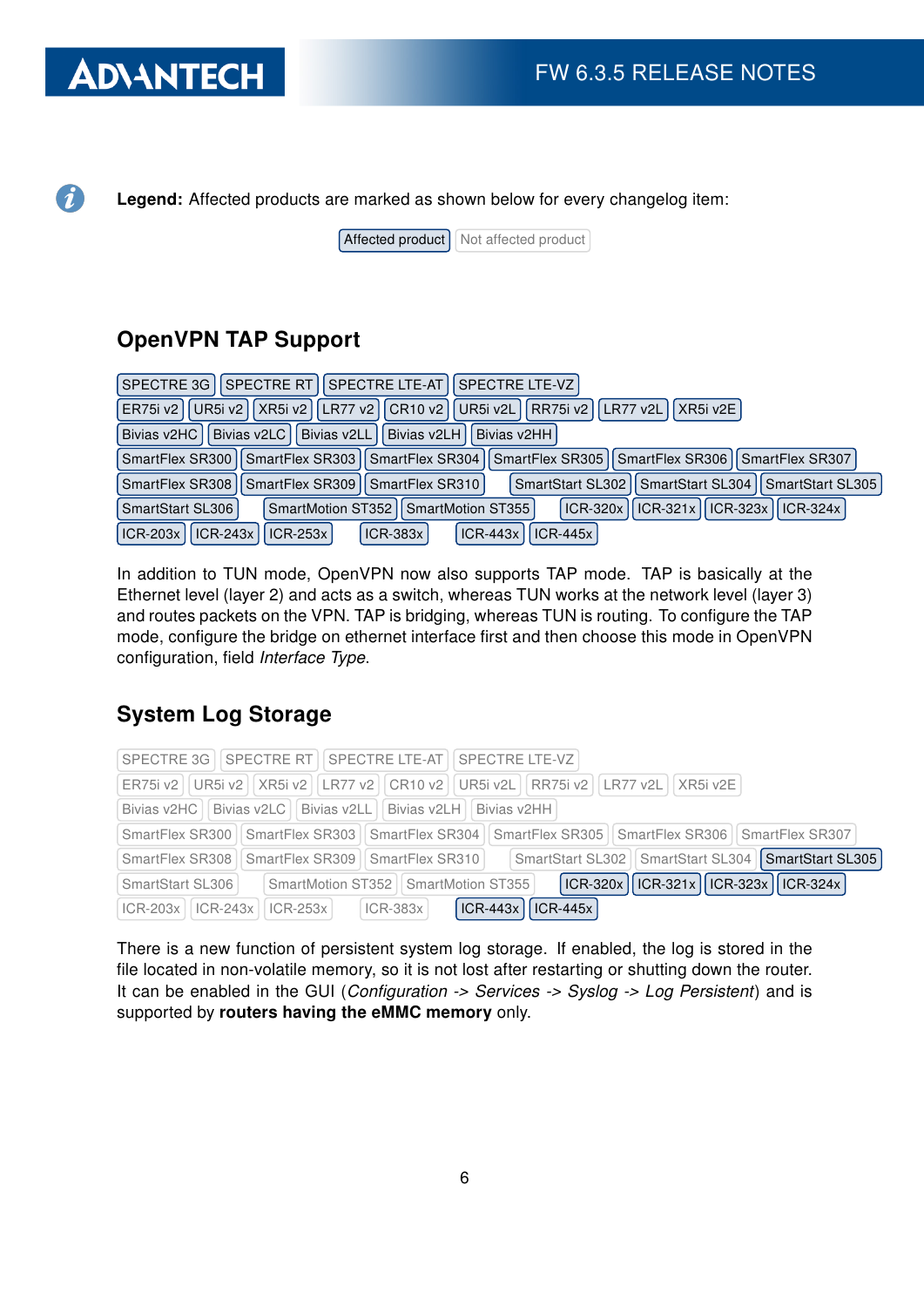**Legend:** Affected products are marked as shown below for every changelog item:

Affected product | Not affected product

## OpenVPN TAP Support

SPECTRE 3G | SPECTRE RT | SPECTRE LTE-AT | SPECTRE LTE-VZ
ER75i v2 | UR5i v2 | XR5i v2 | LR77 v2 | CR10 v2 | UR5i v2L | RR75i v2 | LR77 v2L | XR5i v2E
Bivias v2HC | Bivias v2LC | Bivias v2LL | Bivias v2LH | Bivias v2HH
SmartFlex SR300 | SmartFlex SR303 | SmartFlex SR304 | SmartFlex SR305 | SmartFlex SR306 | SmartFlex SR307
SmartFlex SR308 | SmartFlex SR309 | SmartFlex SR310 | SmartStart SL302 | SmartStart SL304 | SmartStart SL305
SmartStart SL306 | SmartMotion ST352 | SmartMotion ST355 | ICR-320x | ICR-321x | ICR-323x | ICR-324x
ICR-203x | ICR-243x | ICR-253x | ICR-383x | ICR-443x | ICR-445x

In addition to TUN mode, OpenVPN now also supports TAP mode. TAP is basically at the Ethernet level (layer 2) and acts as a switch, whereas TUN works at the network level (layer 3) and routes packets on the VPN. TAP is bridging, whereas TUN is routing. To configure the TAP mode, configure the bridge on ethernet interface first and then choose this mode in OpenVPN configuration, field *Interface Type*.

## System Log Storage

Affected: SmartStart SL305 | ICR-320x | ICR-321x | ICR-323x | ICR-324x | ICR-443x | ICR-445x

Not affected: SPECTRE 3G | SPECTRE RT | SPECTRE LTE-AT | SPECTRE LTE-VZ | ER75i v2 | UR5i v2 | XR5i v2 | LR77 v2 | CR10 v2 | UR5i v2L | RR75i v2 | LR77 v2L | XR5i v2E | Bivias v2HC | Bivias v2LC | Bivias v2LL | Bivias v2LH | Bivias v2HH | SmartFlex SR300 | SmartFlex SR303 | SmartFlex SR304 | SmartFlex SR305 | SmartFlex SR306 | SmartFlex SR307 | SmartFlex SR308 | SmartFlex SR309 | SmartFlex SR310 | SmartStart SL302 | SmartStart SL304 | SmartStart SL306 | SmartMotion ST352 | SmartMotion ST355 | ICR-203x | ICR-243x | ICR-253x | ICR-383x

There is a new function of persistent system log storage. If enabled, the log is stored in the file located in non-volatile memory, so it is not lost after restarting or shutting down the router. It can be enabled in the GUI (*Configuration -> Services -> Syslog -> Log Persistent*) and is supported by **routers having the eMMC memory** only.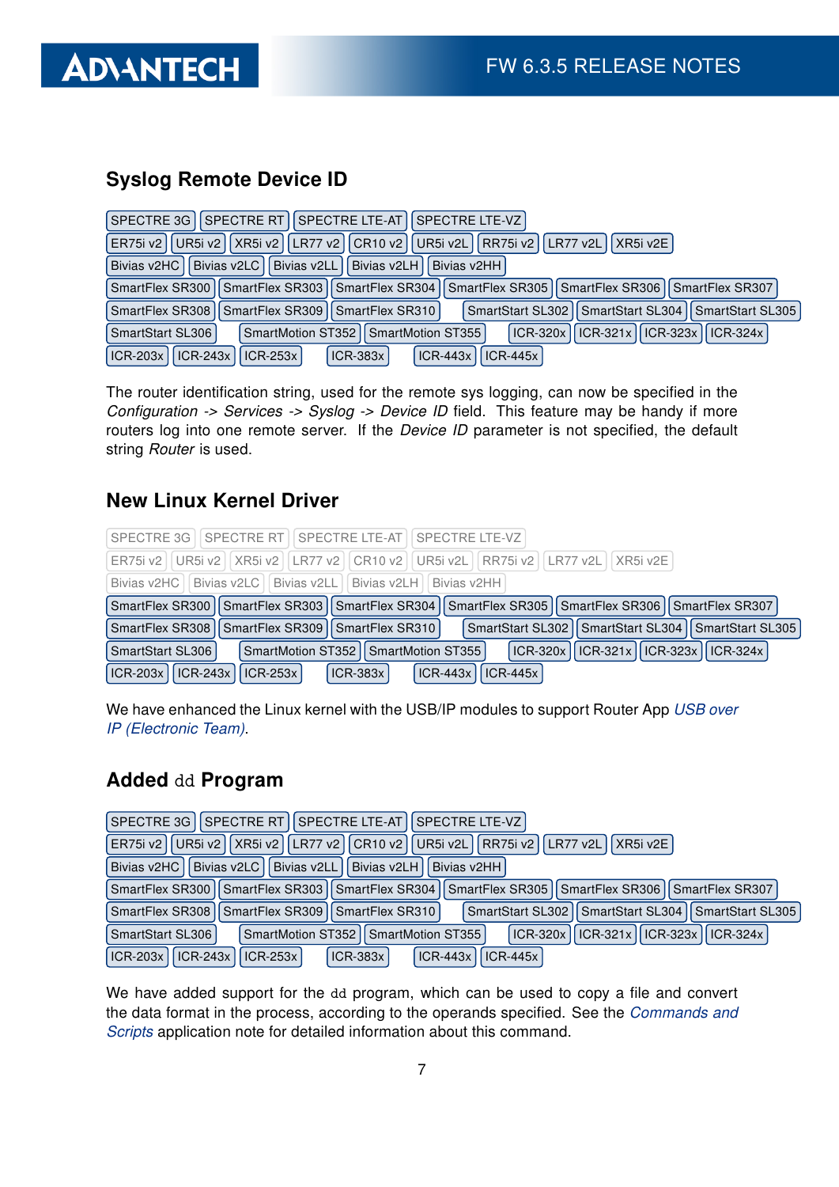## Syslog Remote Device ID

SPECTRE 3G | SPECTRE RT | SPECTRE LTE-AT | SPECTRE LTE-VZ
ER75i v2 | UR5i v2 | XR5i v2 | LR77 v2 | CR10 v2 | UR5i v2L | RR75i v2 | LR77 v2L | XR5i v2E
Bivias v2HC | Bivias v2LC | Bivias v2LL | Bivias v2LH | Bivias v2HH
SmartFlex SR300 | SmartFlex SR303 | SmartFlex SR304 | SmartFlex SR305 | SmartFlex SR306 | SmartFlex SR307
SmartFlex SR308 | SmartFlex SR309 | SmartFlex SR310 | SmartStart SL302 | SmartStart SL304 | SmartStart SL305
SmartStart SL306 | SmartMotion ST352 | SmartMotion ST355 | ICR-320x | ICR-321x | ICR-323x | ICR-324x
ICR-203x | ICR-243x | ICR-253x | ICR-383x | ICR-443x | ICR-445x

The router identification string, used for the remote sys logging, can now be specified in the *Configuration -> Services -> Syslog -> Device ID* field. This feature may be handy if more routers log into one remote server. If the *Device ID* parameter is not specified, the default string *Router* is used.

## New Linux Kernel Driver

SPECTRE 3G | SPECTRE RT | SPECTRE LTE-AT | SPECTRE LTE-VZ
ER75i v2 | UR5i v2 | XR5i v2 | LR77 v2 | CR10 v2 | UR5i v2L | RR75i v2 | LR77 v2L | XR5i v2E
Bivias v2HC | Bivias v2LC | Bivias v2LL | Bivias v2LH | Bivias v2HH
SmartFlex SR300 | SmartFlex SR303 | SmartFlex SR304 | SmartFlex SR305 | SmartFlex SR306 | SmartFlex SR307
SmartFlex SR308 | SmartFlex SR309 | SmartFlex SR310 | SmartStart SL302 | SmartStart SL304 | SmartStart SL305
SmartStart SL306 | SmartMotion ST352 | SmartMotion ST355 | ICR-320x | ICR-321x | ICR-323x | ICR-324x
ICR-203x | ICR-243x | ICR-253x | ICR-383x | ICR-443x | ICR-445x

We have enhanced the Linux kernel with the USB/IP modules to support Router App *USB over IP (Electronic Team)*.

## Added `dd` Program

SPECTRE 3G | SPECTRE RT | SPECTRE LTE-AT | SPECTRE LTE-VZ
ER75i v2 | UR5i v2 | XR5i v2 | LR77 v2 | CR10 v2 | UR5i v2L | RR75i v2 | LR77 v2L | XR5i v2E
Bivias v2HC | Bivias v2LC | Bivias v2LL | Bivias v2LH | Bivias v2HH
SmartFlex SR300 | SmartFlex SR303 | SmartFlex SR304 | SmartFlex SR305 | SmartFlex SR306 | SmartFlex SR307
SmartFlex SR308 | SmartFlex SR309 | SmartFlex SR310 | SmartStart SL302 | SmartStart SL304 | SmartStart SL305
SmartStart SL306 | SmartMotion ST352 | SmartMotion ST355 | ICR-320x | ICR-321x | ICR-323x | ICR-324x
ICR-203x | ICR-243x | ICR-253x | ICR-383x | ICR-443x | ICR-445x

We have added support for the `dd` program, which can be used to copy a file and convert the data format in the process, according to the operands specified. See the *Commands and Scripts* application note for detailed information about this command.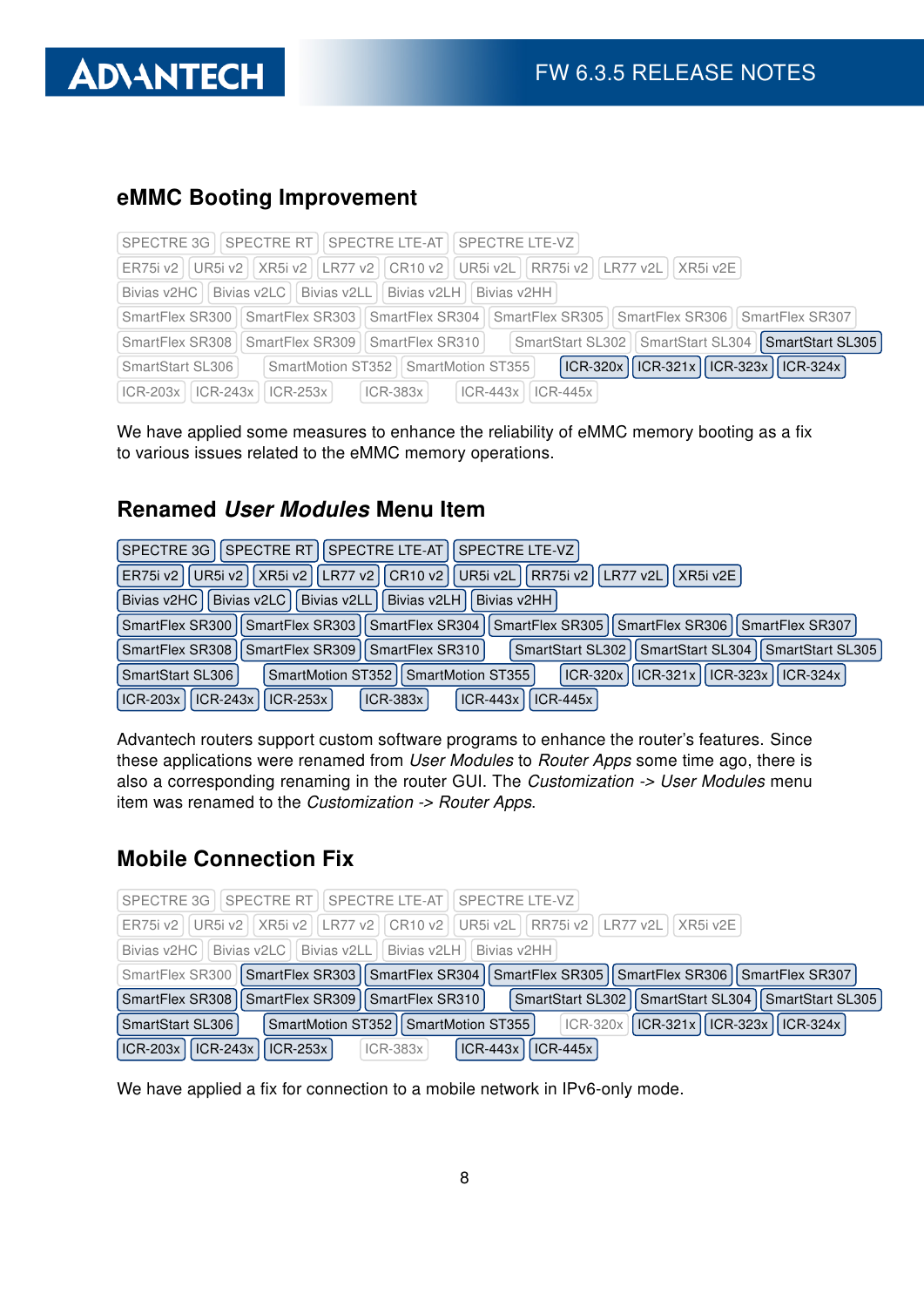## eMMC Booting Improvement

SPECTRE 3G | SPECTRE RT | SPECTRE LTE-AT | SPECTRE LTE-VZ
ER75i v2 | UR5i v2 | XR5i v2 | LR77 v2 | CR10 v2 | UR5i v2L | RR75i v2 | LR77 v2L | XR5i v2E
Bivias v2HC | Bivias v2LC | Bivias v2LL | Bivias v2LH | Bivias v2HH
SmartFlex SR300 | SmartFlex SR303 | SmartFlex SR304 | SmartFlex SR305 | SmartFlex SR306 | SmartFlex SR307
SmartFlex SR308 | SmartFlex SR309 | SmartFlex SR310 | SmartStart SL302 | SmartStart SL304 | **SmartStart SL305**
SmartStart SL306 | SmartMotion ST352 | SmartMotion ST355 | **ICR-320x** | **ICR-321x** | **ICR-323x** | **ICR-324x**
ICR-203x | ICR-243x | ICR-253x | ICR-383x | ICR-443x | ICR-445x

We have applied some measures to enhance the reliability of eMMC memory booting as a fix to various issues related to the eMMC memory operations.

## Renamed *User Modules* Menu Item

**SPECTRE 3G** | **SPECTRE RT** | **SPECTRE LTE-AT** | **SPECTRE LTE-VZ**
**ER75i v2** | **UR5i v2** | **XR5i v2** | **LR77 v2** | **CR10 v2** | **UR5i v2L** | **RR75i v2** | **LR77 v2L** | **XR5i v2E**
**Bivias v2HC** | **Bivias v2LC** | **Bivias v2LL** | **Bivias v2LH** | **Bivias v2HH**
**SmartFlex SR300** | **SmartFlex SR303** | **SmartFlex SR304** | **SmartFlex SR305** | **SmartFlex SR306** | **SmartFlex SR307**
**SmartFlex SR308** | **SmartFlex SR309** | **SmartFlex SR310** | **SmartStart SL302** | **SmartStart SL304** | **SmartStart SL305**
**SmartStart SL306** | **SmartMotion ST352** | **SmartMotion ST355** | **ICR-320x** | **ICR-321x** | **ICR-323x** | **ICR-324x**
**ICR-203x** | **ICR-243x** | **ICR-253x** | **ICR-383x** | **ICR-443x** | **ICR-445x**

Advantech routers support custom software programs to enhance the router's features. Since these applications were renamed from *User Modules* to *Router Apps* some time ago, there is also a corresponding renaming in the router GUI. The *Customization -> User Modules* menu item was renamed to the *Customization -> Router Apps*.

## Mobile Connection Fix

SPECTRE 3G | SPECTRE RT | SPECTRE LTE-AT | SPECTRE LTE-VZ
ER75i v2 | UR5i v2 | XR5i v2 | LR77 v2 | CR10 v2 | UR5i v2L | RR75i v2 | LR77 v2L | XR5i v2E
Bivias v2HC | Bivias v2LC | Bivias v2LL | Bivias v2LH | Bivias v2HH
SmartFlex SR300 | **SmartFlex SR303** | **SmartFlex SR304** | **SmartFlex SR305** | **SmartFlex SR306** | **SmartFlex SR307**
**SmartFlex SR308** | **SmartFlex SR309** | **SmartFlex SR310** | **SmartStart SL302** | **SmartStart SL304** | **SmartStart SL305**
**SmartStart SL306** | **SmartMotion ST352** | **SmartMotion ST355** | ICR-320x | **ICR-321x** | **ICR-323x** | **ICR-324x**
**ICR-203x** | **ICR-243x** | **ICR-253x** | ICR-383x | **ICR-443x** | **ICR-445x**

We have applied a fix for connection to a mobile network in IPv6-only mode.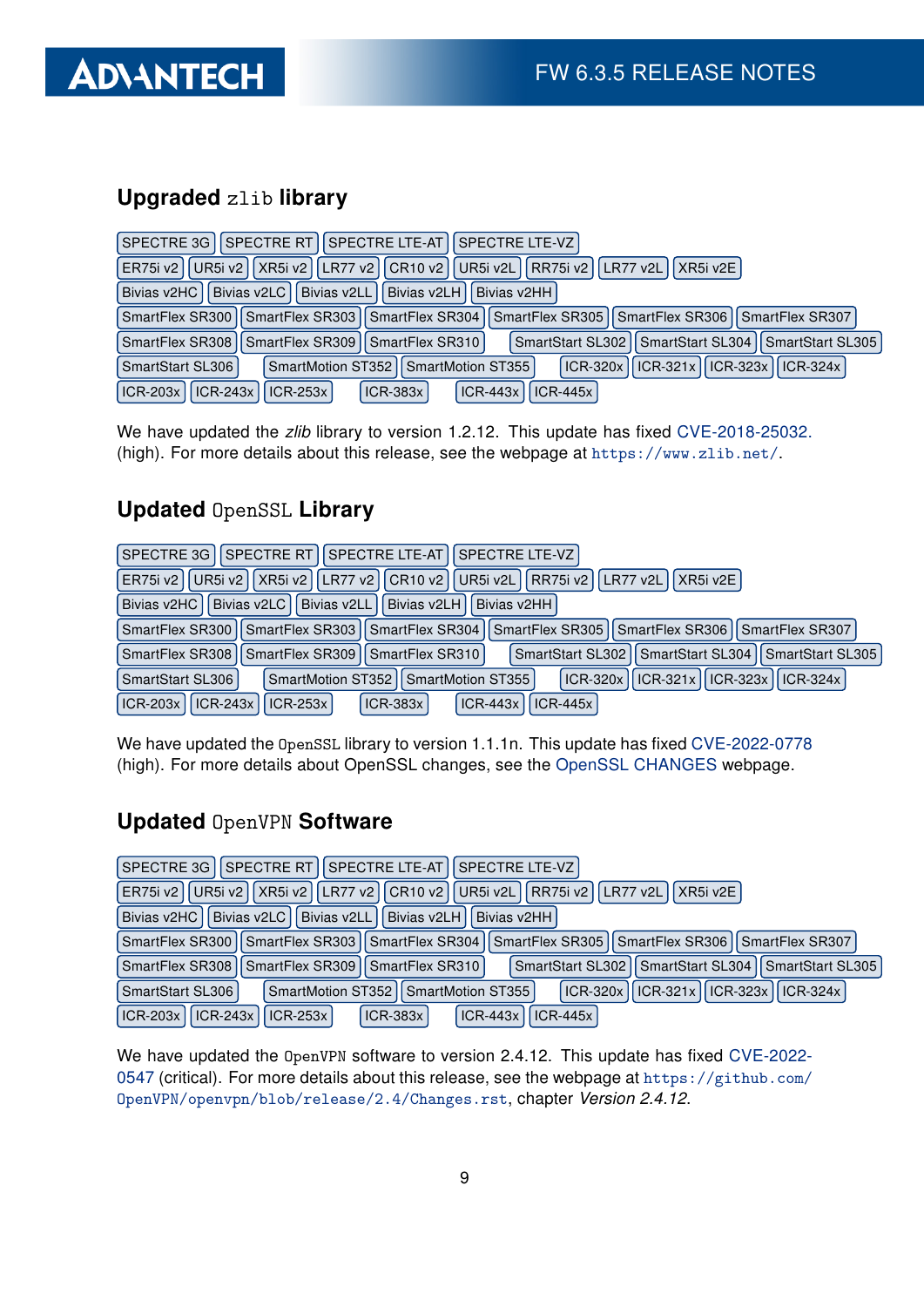## Upgraded `zlib` library

SPECTRE 3G SPECTRE RT SPECTRE LTE-AT SPECTRE LTE-VZ
ER75i v2 UR5i v2 XR5i v2 LR77 v2 CR10 v2 UR5i v2L RR75i v2 LR77 v2L XR5i v2E
Bivias v2HC Bivias v2LC Bivias v2LL Bivias v2LH Bivias v2HH
SmartFlex SR300 SmartFlex SR303 SmartFlex SR304 SmartFlex SR305 SmartFlex SR306 SmartFlex SR307
SmartFlex SR308 SmartFlex SR309 SmartFlex SR310 SmartStart SL302 SmartStart SL304 SmartStart SL305
SmartStart SL306 SmartMotion ST352 SmartMotion ST355 ICR-320x ICR-321x ICR-323x ICR-324x
ICR-203x ICR-243x ICR-253x ICR-383x ICR-443x ICR-445x

We have updated the *zlib* library to version 1.2.12. This update has fixed CVE-2018-25032. (high). For more details about this release, see the webpage at `https://www.zlib.net/`.

## Updated `OpenSSL` Library

SPECTRE 3G SPECTRE RT SPECTRE LTE-AT SPECTRE LTE-VZ
ER75i v2 UR5i v2 XR5i v2 LR77 v2 CR10 v2 UR5i v2L RR75i v2 LR77 v2L XR5i v2E
Bivias v2HC Bivias v2LC Bivias v2LL Bivias v2LH Bivias v2HH
SmartFlex SR300 SmartFlex SR303 SmartFlex SR304 SmartFlex SR305 SmartFlex SR306 SmartFlex SR307
SmartFlex SR308 SmartFlex SR309 SmartFlex SR310 SmartStart SL302 SmartStart SL304 SmartStart SL305
SmartStart SL306 SmartMotion ST352 SmartMotion ST355 ICR-320x ICR-321x ICR-323x ICR-324x
ICR-203x ICR-243x ICR-253x ICR-383x ICR-443x ICR-445x

We have updated the `OpenSSL` library to version 1.1.1n. This update has fixed CVE-2022-0778 (high). For more details about OpenSSL changes, see the OpenSSL CHANGES webpage.

## Updated `OpenVPN` Software

SPECTRE 3G SPECTRE RT SPECTRE LTE-AT SPECTRE LTE-VZ
ER75i v2 UR5i v2 XR5i v2 LR77 v2 CR10 v2 UR5i v2L RR75i v2 LR77 v2L XR5i v2E
Bivias v2HC Bivias v2LC Bivias v2LL Bivias v2LH Bivias v2HH
SmartFlex SR300 SmartFlex SR303 SmartFlex SR304 SmartFlex SR305 SmartFlex SR306 SmartFlex SR307
SmartFlex SR308 SmartFlex SR309 SmartFlex SR310 SmartStart SL302 SmartStart SL304 SmartStart SL305
SmartStart SL306 SmartMotion ST352 SmartMotion ST355 ICR-320x ICR-321x ICR-323x ICR-324x
ICR-203x ICR-243x ICR-253x ICR-383x ICR-443x ICR-445x

We have updated the `OpenVPN` software to version 2.4.12. This update has fixed CVE-2022-0547 (critical). For more details about this release, see the webpage at `https://github.com/OpenVPN/openvpn/blob/release/2.4/Changes.rst`, chapter *Version 2.4.12*.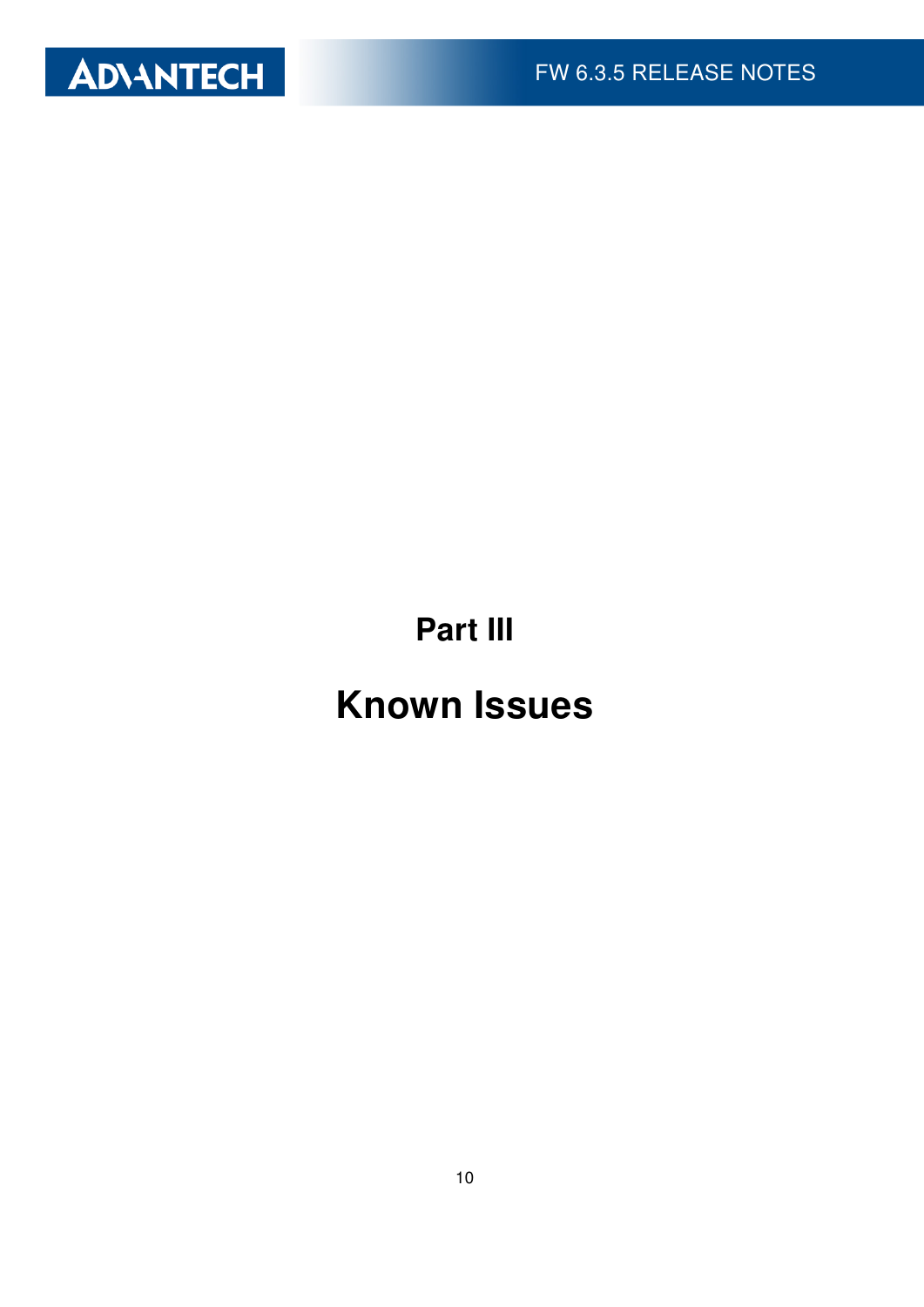# Part III

# Known Issues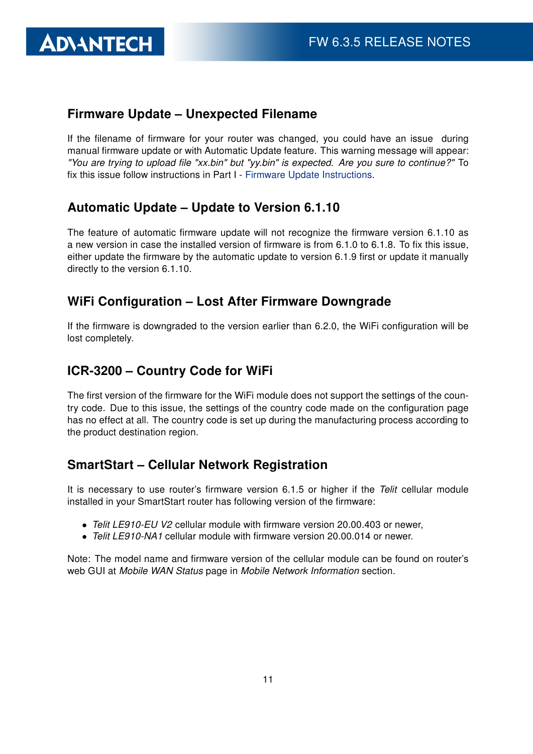## Firmware Update – Unexpected Filename

If the filename of firmware for your router was changed, you could have an issue during manual firmware update or with Automatic Update feature. This warning message will appear: *"You are trying to upload file "xx.bin" but "yy.bin" is expected. Are you sure to continue?"* To fix this issue follow instructions in Part I - Firmware Update Instructions.

## Automatic Update – Update to Version 6.1.10

The feature of automatic firmware update will not recognize the firmware version 6.1.10 as a new version in case the installed version of firmware is from 6.1.0 to 6.1.8. To fix this issue, either update the firmware by the automatic update to version 6.1.9 first or update it manually directly to the version 6.1.10.

## WiFi Configuration – Lost After Firmware Downgrade

If the firmware is downgraded to the version earlier than 6.2.0, the WiFi configuration will be lost completely.

## ICR-3200 – Country Code for WiFi

The first version of the firmware for the WiFi module does not support the settings of the country code. Due to this issue, the settings of the country code made on the configuration page has no effect at all. The country code is set up during the manufacturing process according to the product destination region.

## SmartStart – Cellular Network Registration

It is necessary to use router's firmware version 6.1.5 or higher if the *Telit* cellular module installed in your SmartStart router has following version of the firmware:

- *Telit LE910-EU V2* cellular module with firmware version 20.00.403 or newer,
- *Telit LE910-NA1* cellular module with firmware version 20.00.014 or newer.

Note: The model name and firmware version of the cellular module can be found on router's web GUI at *Mobile WAN Status* page in *Mobile Network Information* section.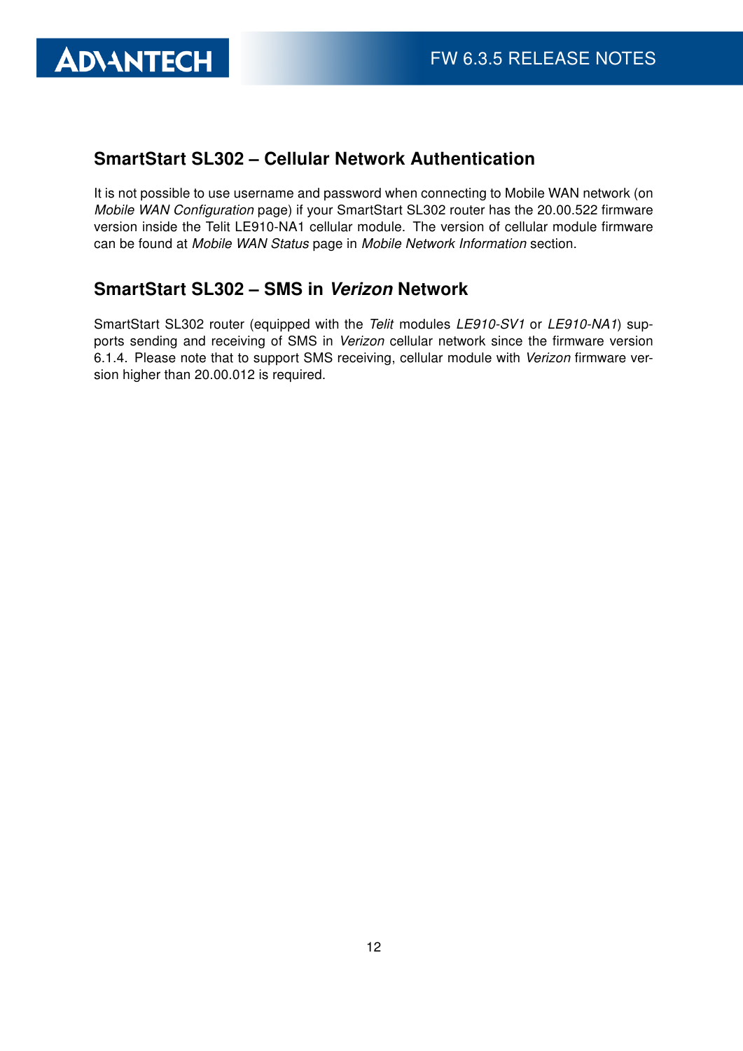## SmartStart SL302 – Cellular Network Authentication

It is not possible to use username and password when connecting to Mobile WAN network (on *Mobile WAN Configuration* page) if your SmartStart SL302 router has the 20.00.522 firmware version inside the Telit LE910-NA1 cellular module. The version of cellular module firmware can be found at *Mobile WAN Status* page in *Mobile Network Information* section.

## SmartStart SL302 – SMS in *Verizon* Network

SmartStart SL302 router (equipped with the *Telit* modules *LE910-SV1* or *LE910-NA1*) supports sending and receiving of SMS in *Verizon* cellular network since the firmware version 6.1.4. Please note that to support SMS receiving, cellular module with *Verizon* firmware version higher than 20.00.012 is required.